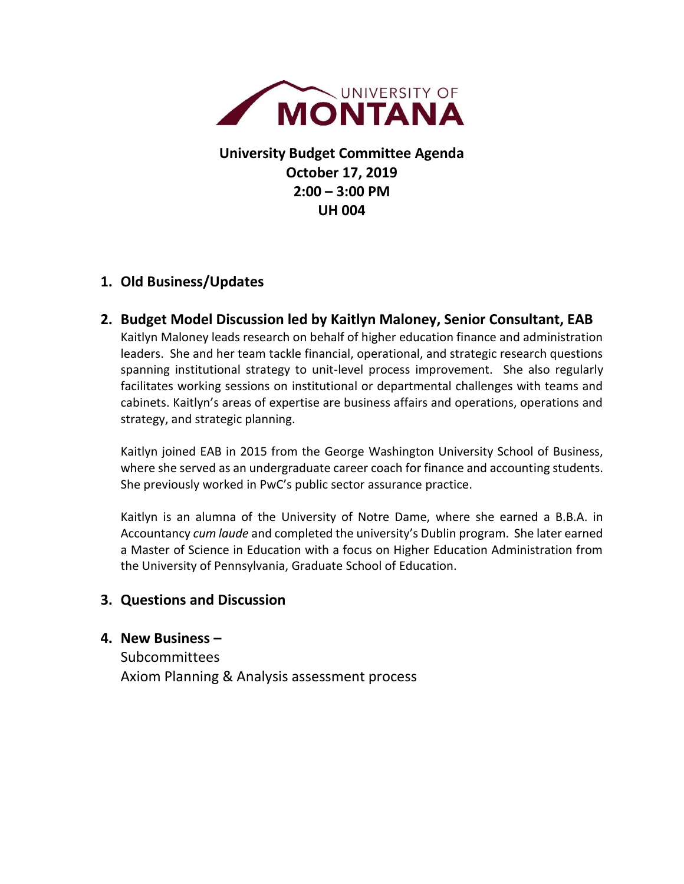UNIVERSITY OF **MONTANA**

# University Budget Committee Agenda
## October 17, 2019
## 2:00 – 3:00 PM
## UH 004

1. **Old Business/Updates**

2. **Budget Model Discussion led by Kaitlyn Maloney, Senior Consultant, EAB**

   Kaitlyn Maloney leads research on behalf of higher education finance and administration leaders. She and her team tackle financial, operational, and strategic research questions spanning institutional strategy to unit-level process improvement. She also regularly facilitates working sessions on institutional or departmental challenges with teams and cabinets. Kaitlyn's areas of expertise are business affairs and operations, operations and strategy, and strategic planning.

   Kaitlyn joined EAB in 2015 from the George Washington University School of Business, where she served as an undergraduate career coach for finance and accounting students. She previously worked in PwC's public sector assurance practice.

   Kaitlyn is an alumna of the University of Notre Dame, where she earned a B.B.A. in Accountancy *cum laude* and completed the university's Dublin program. She later earned a Master of Science in Education with a focus on Higher Education Administration from the University of Pennsylvania, Graduate School of Education.

3. **Questions and Discussion**

4. **New Business –**

   Subcommittees
   Axiom Planning & Analysis assessment process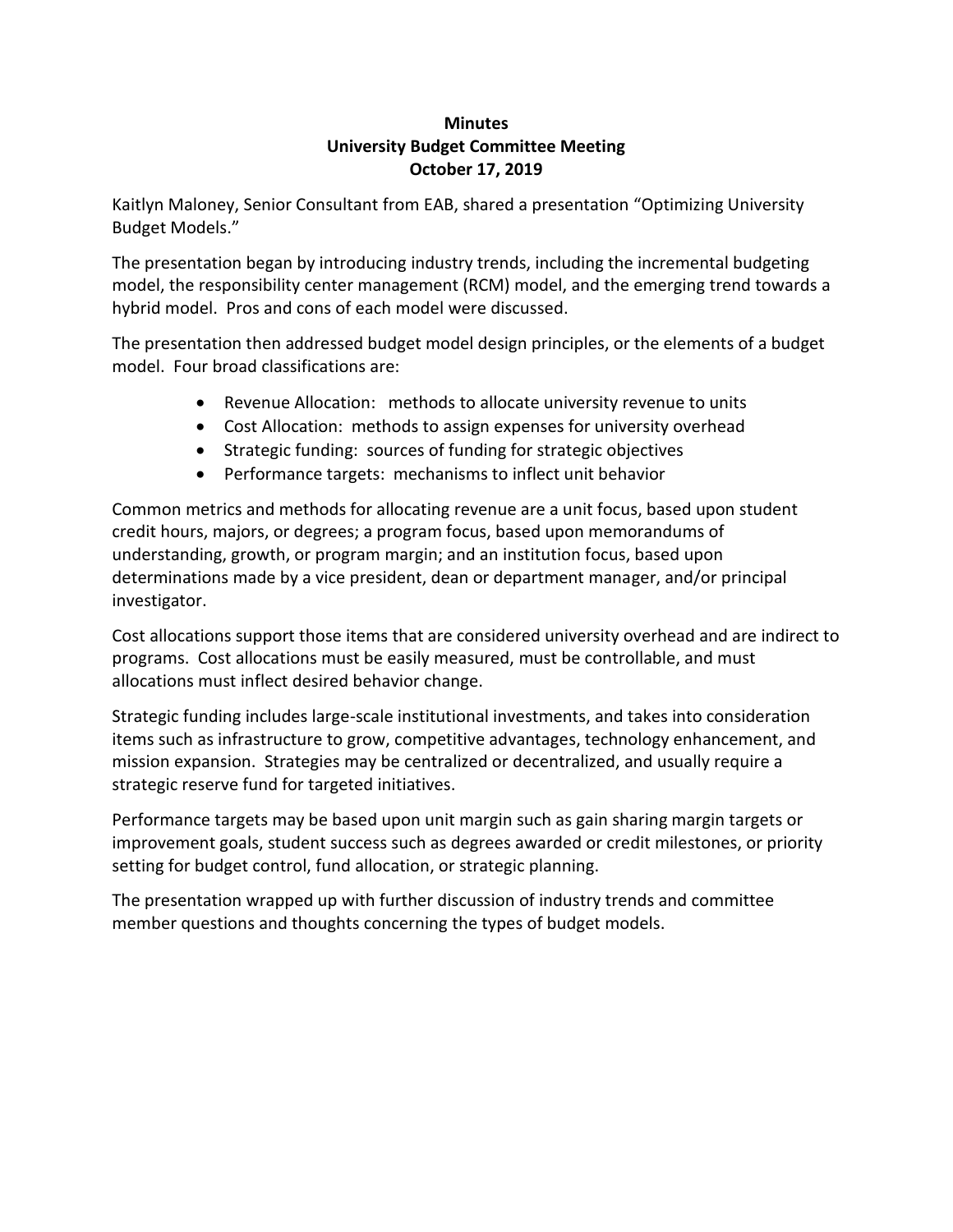**Minutes**
**University Budget Committee Meeting**
**October 17, 2019**

Kaitlyn Maloney, Senior Consultant from EAB, shared a presentation "Optimizing University Budget Models."

The presentation began by introducing industry trends, including the incremental budgeting model, the responsibility center management (RCM) model, and the emerging trend towards a hybrid model. Pros and cons of each model were discussed.

The presentation then addressed budget model design principles, or the elements of a budget model. Four broad classifications are:

- Revenue Allocation: methods to allocate university revenue to units
- Cost Allocation: methods to assign expenses for university overhead
- Strategic funding: sources of funding for strategic objectives
- Performance targets: mechanisms to inflect unit behavior

Common metrics and methods for allocating revenue are a unit focus, based upon student credit hours, majors, or degrees; a program focus, based upon memorandums of understanding, growth, or program margin; and an institution focus, based upon determinations made by a vice president, dean or department manager, and/or principal investigator.

Cost allocations support those items that are considered university overhead and are indirect to programs. Cost allocations must be easily measured, must be controllable, and must allocations must inflect desired behavior change.

Strategic funding includes large-scale institutional investments, and takes into consideration items such as infrastructure to grow, competitive advantages, technology enhancement, and mission expansion. Strategies may be centralized or decentralized, and usually require a strategic reserve fund for targeted initiatives.

Performance targets may be based upon unit margin such as gain sharing margin targets or improvement goals, student success such as degrees awarded or credit milestones, or priority setting for budget control, fund allocation, or strategic planning.

The presentation wrapped up with further discussion of industry trends and committee member questions and thoughts concerning the types of budget models.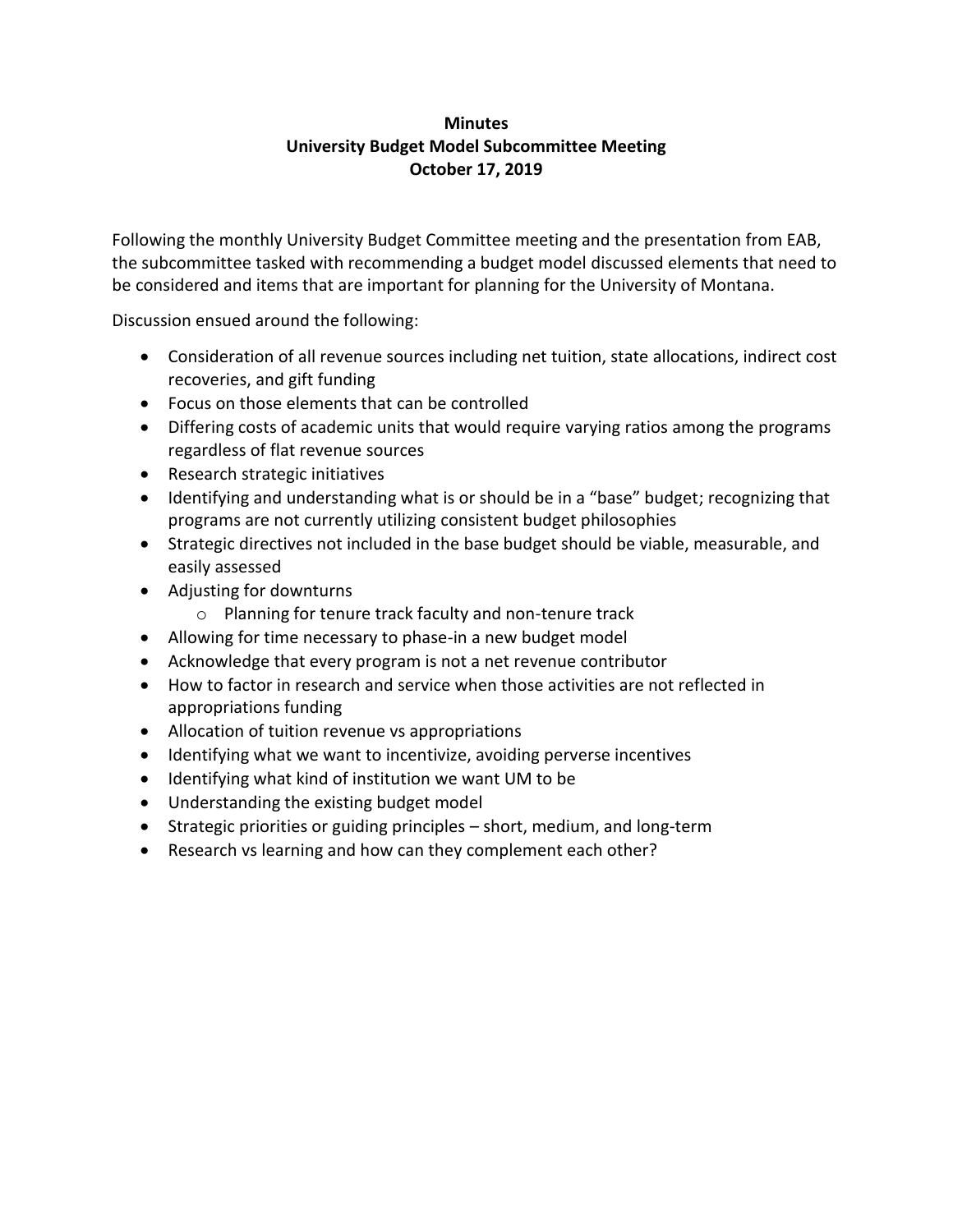**Minutes**
**University Budget Model Subcommittee Meeting**
**October 17, 2019**

Following the monthly University Budget Committee meeting and the presentation from EAB, the subcommittee tasked with recommending a budget model discussed elements that need to be considered and items that are important for planning for the University of Montana.

Discussion ensued around the following:

- Consideration of all revenue sources including net tuition, state allocations, indirect cost recoveries, and gift funding
- Focus on those elements that can be controlled
- Differing costs of academic units that would require varying ratios among the programs regardless of flat revenue sources
- Research strategic initiatives
- Identifying and understanding what is or should be in a "base" budget; recognizing that programs are not currently utilizing consistent budget philosophies
- Strategic directives not included in the base budget should be viable, measurable, and easily assessed
- Adjusting for downturns
    - Planning for tenure track faculty and non-tenure track
- Allowing for time necessary to phase-in a new budget model
- Acknowledge that every program is not a net revenue contributor
- How to factor in research and service when those activities are not reflected in appropriations funding
- Allocation of tuition revenue vs appropriations
- Identifying what we want to incentivize, avoiding perverse incentives
- Identifying what kind of institution we want UM to be
- Understanding the existing budget model
- Strategic priorities or guiding principles – short, medium, and long-term
- Research vs learning and how can they complement each other?